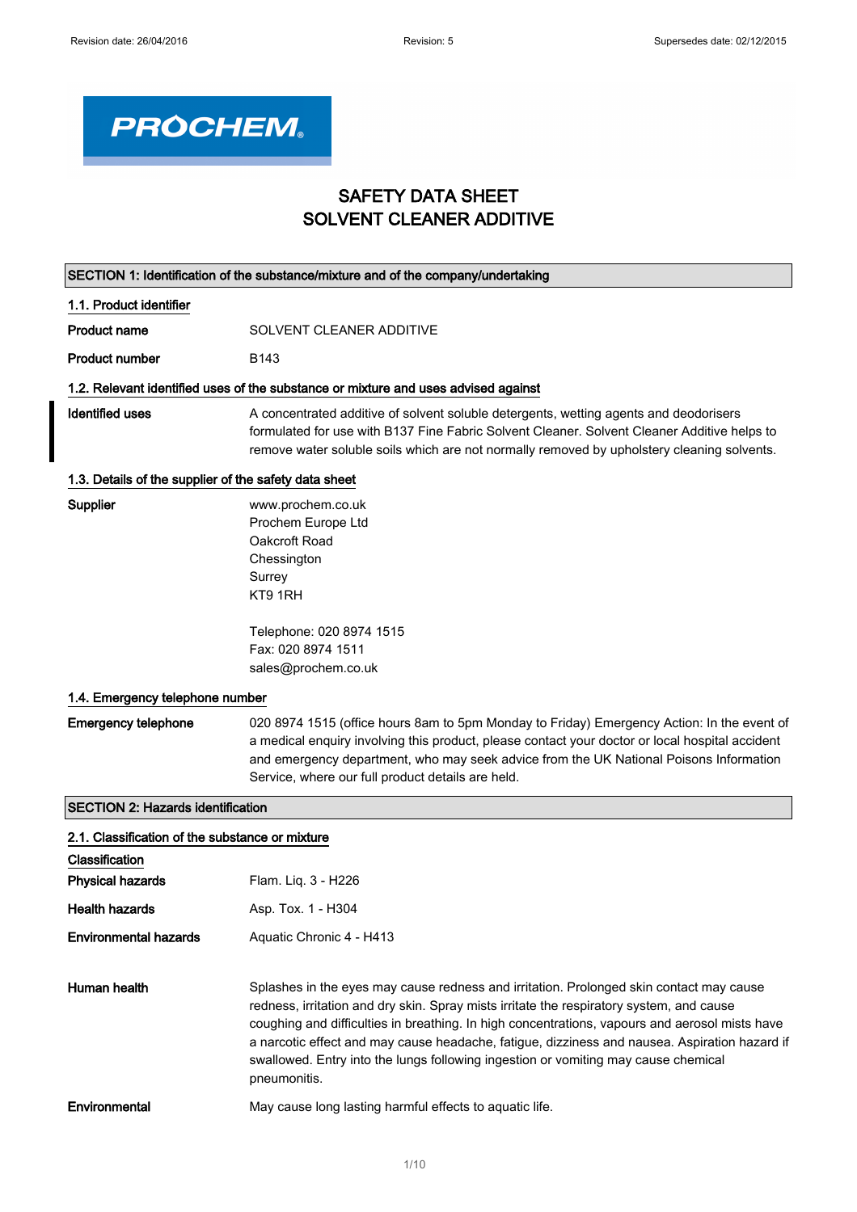# SAFETY DATA SHEET
# SOLVENT CLEANER ADDITIVE

## SECTION 1: Identification of the substance/mixture and of the company/undertaking

### 1.1. Product identifier

| | |
|---|---|
| **Product name** | SOLVENT CLEANER ADDITIVE |
| **Product number** | B143 |

### 1.2. Relevant identified uses of the substance or mixture and uses advised against

| | |
|---|---|
| **Identified uses** | A concentrated additive of solvent soluble detergents, wetting agents and deodorisers formulated for use with B137 Fine Fabric Solvent Cleaner. Solvent Cleaner Additive helps to remove water soluble soils which are not normally removed by upholstery cleaning solvents. |

### 1.3. Details of the supplier of the safety data sheet

**Supplier**

www.prochem.co.uk
Prochem Europe Ltd
Oakcroft Road
Chessington
Surrey
KT9 1RH

Telephone: 020 8974 1515
Fax: 020 8974 1511
sales@prochem.co.uk

### 1.4. Emergency telephone number

| | |
|---|---|
| **Emergency telephone** | 020 8974 1515 (office hours 8am to 5pm Monday to Friday) Emergency Action: In the event of a medical enquiry involving this product, please contact your doctor or local hospital accident and emergency department, who may seek advice from the UK National Poisons Information Service, where our full product details are held. |

## SECTION 2: Hazards identification

### 2.1. Classification of the substance or mixture

**Classification**

| | |
|---|---|
| **Physical hazards** | Flam. Liq. 3 - H226 |
| **Health hazards** | Asp. Tox. 1 - H304 |
| **Environmental hazards** | Aquatic Chronic 4 - H413 |

| | |
|---|---|
| **Human health** | Splashes in the eyes may cause redness and irritation. Prolonged skin contact may cause redness, irritation and dry skin. Spray mists irritate the respiratory system, and cause coughing and difficulties in breathing. In high concentrations, vapours and aerosol mists have a narcotic effect and may cause headache, fatigue, dizziness and nausea. Aspiration hazard if swallowed. Entry into the lungs following ingestion or vomiting may cause chemical pneumonitis. |
| **Environmental** | May cause long lasting harmful effects to aquatic life. |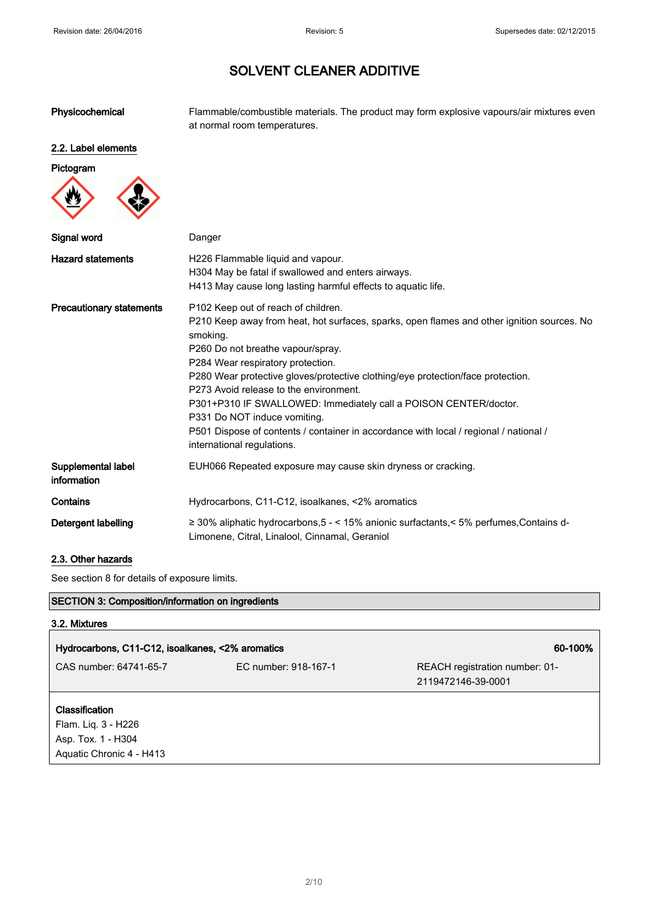# SOLVENT CLEANER ADDITIVE

**Physicochemical** Flammable/combustible materials. The product may form explosive vapours/air mixtures even at normal room temperatures.

## 2.2. Label elements

**Pictogram**

**Signal word** Danger

**Hazard statements**
H226 Flammable liquid and vapour.
H304 May be fatal if swallowed and enters airways.
H413 May cause long lasting harmful effects to aquatic life.

**Precautionary statements**
P102 Keep out of reach of children.
P210 Keep away from heat, hot surfaces, sparks, open flames and other ignition sources. No smoking.
P260 Do not breathe vapour/spray.
P284 Wear respiratory protection.
P280 Wear protective gloves/protective clothing/eye protection/face protection.
P273 Avoid release to the environment.
P301+P310 IF SWALLOWED: Immediately call a POISON CENTER/doctor.
P331 Do NOT induce vomiting.
P501 Dispose of contents / container in accordance with local / regional / national / international regulations.

**Supplemental label information** EUH066 Repeated exposure may cause skin dryness or cracking.

**Contains** Hydrocarbons, C11-C12, isoalkanes, <2% aromatics

**Detergent labelling** ≥ 30% aliphatic hydrocarbons,5 - < 15% anionic surfactants,< 5% perfumes,Contains d-Limonene, Citral, Linalool, Cinnamal, Geraniol

## 2.3. Other hazards

See section 8 for details of exposure limits.

## SECTION 3: Composition/information on ingredients

### 3.2. Mixtures

| **Hydrocarbons, C11-C12, isoalkanes, <2% aromatics** | | **60-100%** |
|---|---|---|
| CAS number: 64741-65-7 | EC number: 918-167-1 | REACH registration number: 01-2119472146-39-0001 |

**Classification**
Flam. Liq. 3 - H226
Asp. Tox. 1 - H304
Aquatic Chronic 4 - H413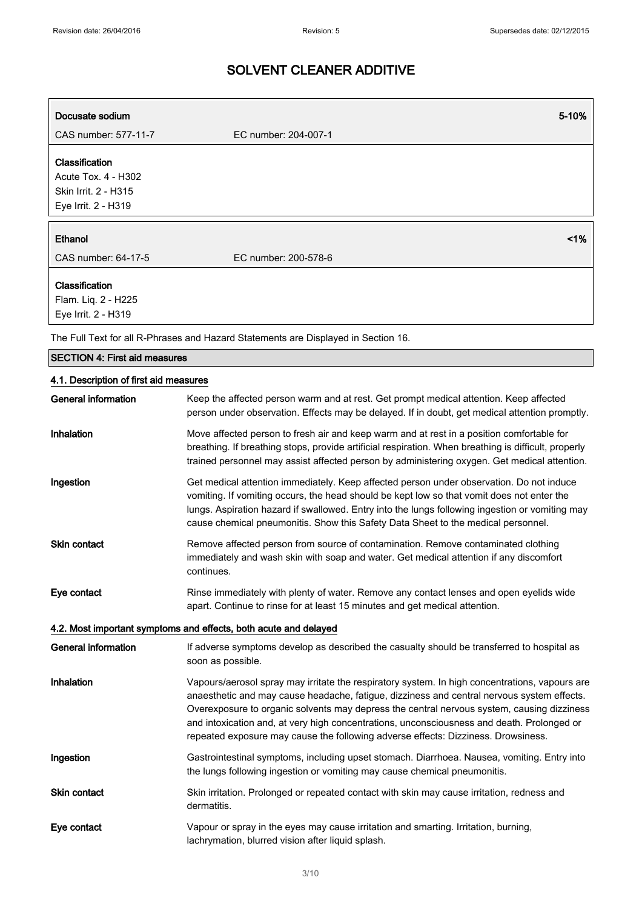# SOLVENT CLEANER ADDITIVE

| Docusate sodium | | 5-10% |
| --- | --- | --- |
| CAS number: 577-11-7 | EC number: 204-007-1 | |

**Classification**
Acute Tox. 4 - H302
Skin Irrit. 2 - H315
Eye Irrit. 2 - H319

| Ethanol | | <1% |
| --- | --- | --- |
| CAS number: 64-17-5 | EC number: 200-578-6 | |

**Classification**
Flam. Liq. 2 - H225
Eye Irrit. 2 - H319

The Full Text for all R-Phrases and Hazard Statements are Displayed in Section 16.

## SECTION 4: First aid measures

### 4.1. Description of first aid measures

**General information** Keep the affected person warm and at rest. Get prompt medical attention. Keep affected person under observation. Effects may be delayed. If in doubt, get medical attention promptly.

**Inhalation** Move affected person to fresh air and keep warm and at rest in a position comfortable for breathing. If breathing stops, provide artificial respiration. When breathing is difficult, properly trained personnel may assist affected person by administering oxygen. Get medical attention.

**Ingestion** Get medical attention immediately. Keep affected person under observation. Do not induce vomiting. If vomiting occurs, the head should be kept low so that vomit does not enter the lungs. Aspiration hazard if swallowed. Entry into the lungs following ingestion or vomiting may cause chemical pneumonitis. Show this Safety Data Sheet to the medical personnel.

**Skin contact** Remove affected person from source of contamination. Remove contaminated clothing immediately and wash skin with soap and water. Get medical attention if any discomfort continues.

**Eye contact** Rinse immediately with plenty of water. Remove any contact lenses and open eyelids wide apart. Continue to rinse for at least 15 minutes and get medical attention.

### 4.2. Most important symptoms and effects, both acute and delayed

**General information** If adverse symptoms develop as described the casualty should be transferred to hospital as soon as possible.

**Inhalation** Vapours/aerosol spray may irritate the respiratory system. In high concentrations, vapours are anaesthetic and may cause headache, fatigue, dizziness and central nervous system effects. Overexposure to organic solvents may depress the central nervous system, causing dizziness and intoxication and, at very high concentrations, unconsciousness and death. Prolonged or repeated exposure may cause the following adverse effects: Dizziness. Drowsiness.

**Ingestion** Gastrointestinal symptoms, including upset stomach. Diarrhoea. Nausea, vomiting. Entry into the lungs following ingestion or vomiting may cause chemical pneumonitis.

**Skin contact** Skin irritation. Prolonged or repeated contact with skin may cause irritation, redness and dermatitis.

**Eye contact** Vapour or spray in the eyes may cause irritation and smarting. Irritation, burning, lachrymation, blurred vision after liquid splash.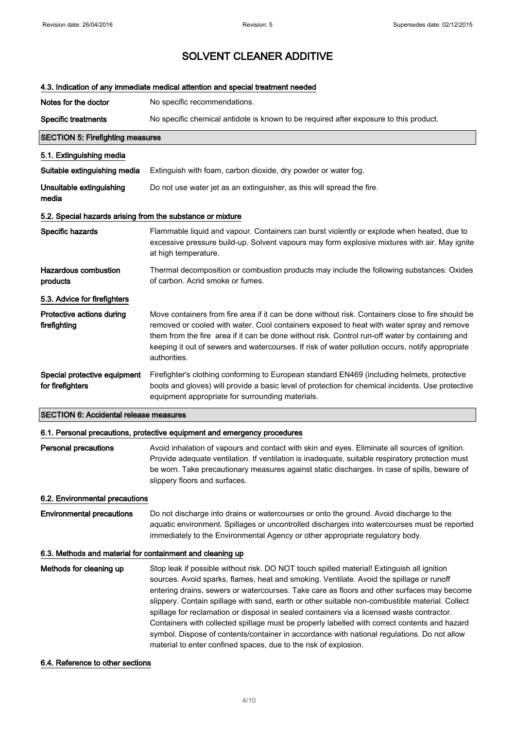## 4.3. Indication of any immediate medical attention and special treatment needed

**Notes for the doctor** No specific recommendations.

**Specific treatments** No specific chemical antidote is known to be required after exposure to this product.

## SECTION 5: Firefighting measures

### 5.1. Extinguishing media

**Suitable extinguishing media** Extinguish with foam, carbon dioxide, dry powder or water fog.

**Unsuitable extinguishing media** Do not use water jet as an extinguisher, as this will spread the fire.

### 5.2. Special hazards arising from the substance or mixture

**Specific hazards** Flammable liquid and vapour. Containers can burst violently or explode when heated, due to excessive pressure build-up. Solvent vapours may form explosive mixtures with air. May ignite at high temperature.

**Hazardous combustion products** Thermal decomposition or combustion products may include the following substances: Oxides of carbon. Acrid smoke or fumes.

### 5.3. Advice for firefighters

**Protective actions during firefighting** Move containers from fire area if it can be done without risk. Containers close to fire should be removed or cooled with water. Cool containers exposed to heat with water spray and remove them from the fire area if it can be done without risk. Control run-off water by containing and keeping it out of sewers and watercourses. If risk of water pollution occurs, notify appropriate authorities.

**Special protective equipment for firefighters** Firefighter's clothing conforming to European standard EN469 (including helmets, protective boots and gloves) will provide a basic level of protection for chemical incidents. Use protective equipment appropriate for surrounding materials.

## SECTION 6: Accidental release measures

### 6.1. Personal precautions, protective equipment and emergency procedures

**Personal precautions** Avoid inhalation of vapours and contact with skin and eyes. Eliminate all sources of ignition. Provide adequate ventilation. If ventilation is inadequate, suitable respiratory protection must be worn. Take precautionary measures against static discharges. In case of spills, beware of slippery floors and surfaces.

### 6.2. Environmental precautions

**Environmental precautions** Do not discharge into drains or watercourses or onto the ground. Avoid discharge to the aquatic environment. Spillages or uncontrolled discharges into watercourses must be reported immediately to the Environmental Agency or other appropriate regulatory body.

### 6.3. Methods and material for containment and cleaning up

**Methods for cleaning up** Stop leak if possible without risk. DO NOT touch spilled material! Extinguish all ignition sources. Avoid sparks, flames, heat and smoking. Ventilate. Avoid the spillage or runoff entering drains, sewers or watercourses. Take care as floors and other surfaces may become slippery. Contain spillage with sand, earth or other suitable non-combustible material. Collect spillage for reclamation or disposal in sealed containers via a licensed waste contractor. Containers with collected spillage must be properly labelled with correct contents and hazard symbol. Dispose of contents/container in accordance with national regulations. Do not allow material to enter confined spaces, due to the risk of explosion.

### 6.4. Reference to other sections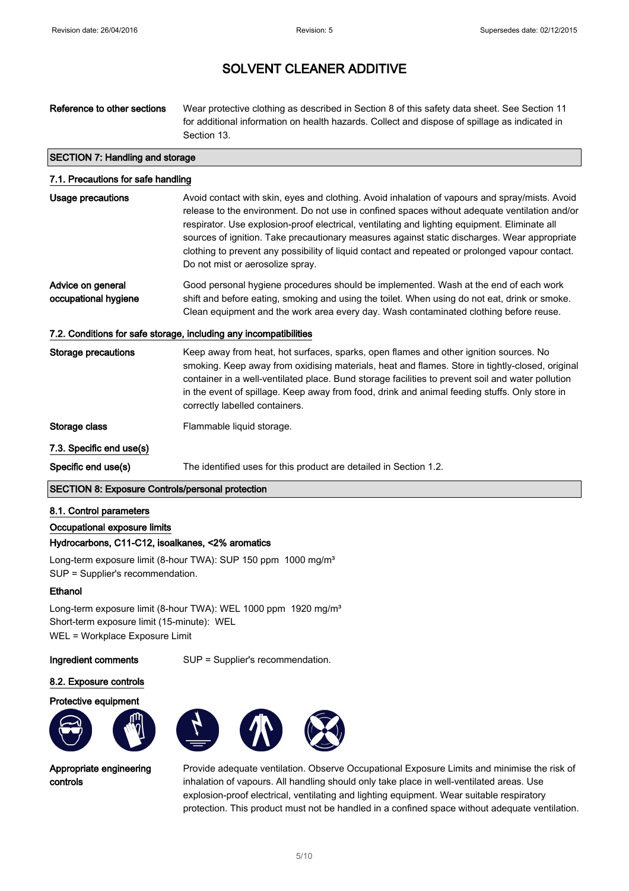# SOLVENT CLEANER ADDITIVE

**Reference to other sections** Wear protective clothing as described in Section 8 of this safety data sheet. See Section 11 for additional information on health hazards. Collect and dispose of spillage as indicated in Section 13.

## SECTION 7: Handling and storage

### 7.1. Precautions for safe handling

**Usage precautions** Avoid contact with skin, eyes and clothing. Avoid inhalation of vapours and spray/mists. Avoid release to the environment. Do not use in confined spaces without adequate ventilation and/or respirator. Use explosion-proof electrical, ventilating and lighting equipment. Eliminate all sources of ignition. Take precautionary measures against static discharges. Wear appropriate clothing to prevent any possibility of liquid contact and repeated or prolonged vapour contact. Do not mist or aerosolize spray.

**Advice on general occupational hygiene** Good personal hygiene procedures should be implemented. Wash at the end of each work shift and before eating, smoking and using the toilet. When using do not eat, drink or smoke. Clean equipment and the work area every day. Wash contaminated clothing before reuse.

### 7.2. Conditions for safe storage, including any incompatibilities

**Storage precautions** Keep away from heat, hot surfaces, sparks, open flames and other ignition sources. No smoking. Keep away from oxidising materials, heat and flames. Store in tightly-closed, original container in a well-ventilated place. Bund storage facilities to prevent soil and water pollution in the event of spillage. Keep away from food, drink and animal feeding stuffs. Only store in correctly labelled containers.

**Storage class** Flammable liquid storage.

### 7.3. Specific end use(s)

**Specific end use(s)** The identified uses for this product are detailed in Section 1.2.

## SECTION 8: Exposure Controls/personal protection

### 8.1. Control parameters

**Occupational exposure limits**

**Hydrocarbons, C11-C12, isoalkanes, <2% aromatics**

Long-term exposure limit (8-hour TWA): SUP 150 ppm 1000 mg/m³
SUP = Supplier's recommendation.

**Ethanol**

Long-term exposure limit (8-hour TWA): WEL 1000 ppm 1920 mg/m³
Short-term exposure limit (15-minute): WEL
WEL = Workplace Exposure Limit

**Ingredient comments** SUP = Supplier's recommendation.

### 8.2. Exposure controls

**Protective equipment**

**Appropriate engineering controls** Provide adequate ventilation. Observe Occupational Exposure Limits and minimise the risk of inhalation of vapours. All handling should only take place in well-ventilated areas. Use explosion-proof electrical, ventilating and lighting equipment. Wear suitable respiratory protection. This product must not be handled in a confined space without adequate ventilation.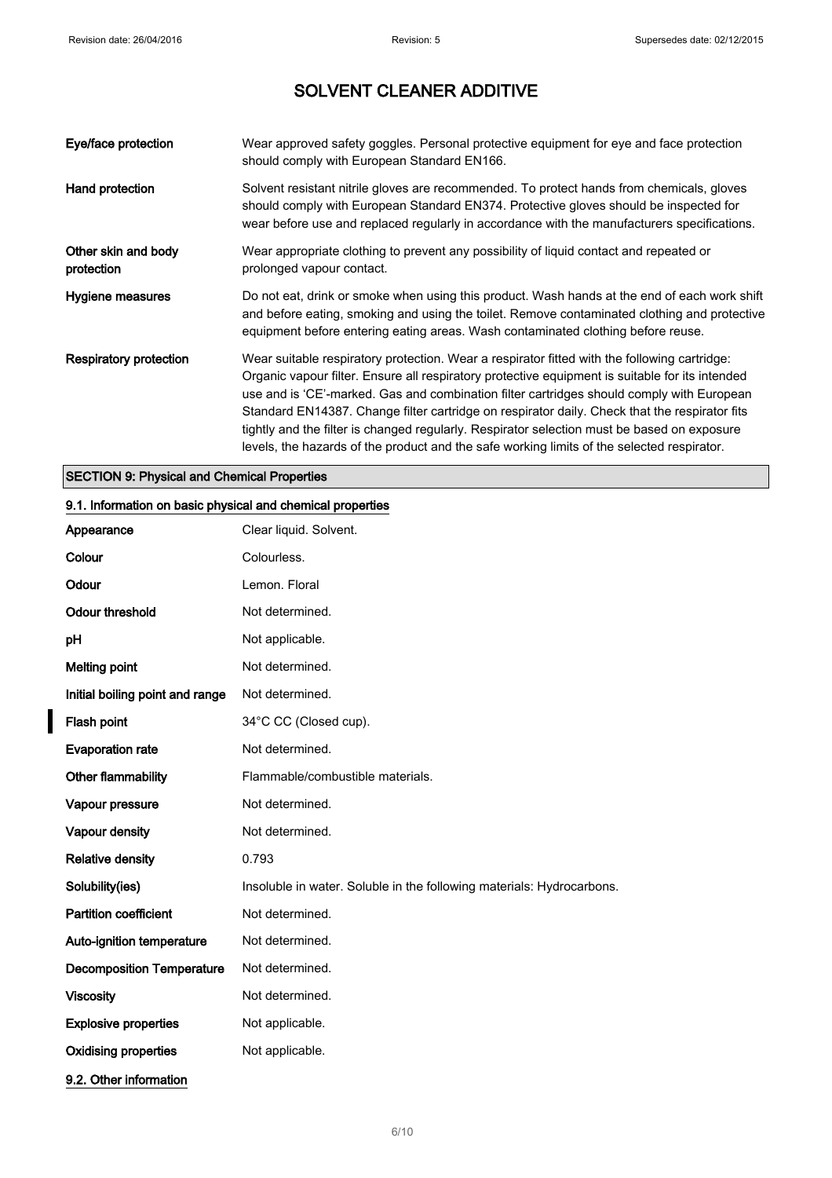| | |
|---|---|
| **Eye/face protection** | Wear approved safety goggles. Personal protective equipment for eye and face protection should comply with European Standard EN166. |
| **Hand protection** | Solvent resistant nitrile gloves are recommended. To protect hands from chemicals, gloves should comply with European Standard EN374. Protective gloves should be inspected for wear before use and replaced regularly in accordance with the manufacturers specifications. |
| **Other skin and body protection** | Wear appropriate clothing to prevent any possibility of liquid contact and repeated or prolonged vapour contact. |
| **Hygiene measures** | Do not eat, drink or smoke when using this product. Wash hands at the end of each work shift and before eating, smoking and using the toilet. Remove contaminated clothing and protective equipment before entering eating areas. Wash contaminated clothing before reuse. |
| **Respiratory protection** | Wear suitable respiratory protection. Wear a respirator fitted with the following cartridge: Organic vapour filter. Ensure all respiratory protective equipment is suitable for its intended use and is 'CE'-marked. Gas and combination filter cartridges should comply with European Standard EN14387. Change filter cartridge on respirator daily. Check that the respirator fits tightly and the filter is changed regularly. Respirator selection must be based on exposure levels, the hazards of the product and the safe working limits of the selected respirator. |

## SECTION 9: Physical and Chemical Properties

### 9.1. Information on basic physical and chemical properties

| | |
|---|---|
| **Appearance** | Clear liquid. Solvent. |
| **Colour** | Colourless. |
| **Odour** | Lemon. Floral |
| **Odour threshold** | Not determined. |
| **pH** | Not applicable. |
| **Melting point** | Not determined. |
| **Initial boiling point and range** | Not determined. |
| **Flash point** | 34°C CC (Closed cup). |
| **Evaporation rate** | Not determined. |
| **Other flammability** | Flammable/combustible materials. |
| **Vapour pressure** | Not determined. |
| **Vapour density** | Not determined. |
| **Relative density** | 0.793 |
| **Solubility(ies)** | Insoluble in water. Soluble in the following materials: Hydrocarbons. |
| **Partition coefficient** | Not determined. |
| **Auto-ignition temperature** | Not determined. |
| **Decomposition Temperature** | Not determined. |
| **Viscosity** | Not determined. |
| **Explosive properties** | Not applicable. |
| **Oxidising properties** | Not applicable. |

### 9.2. Other information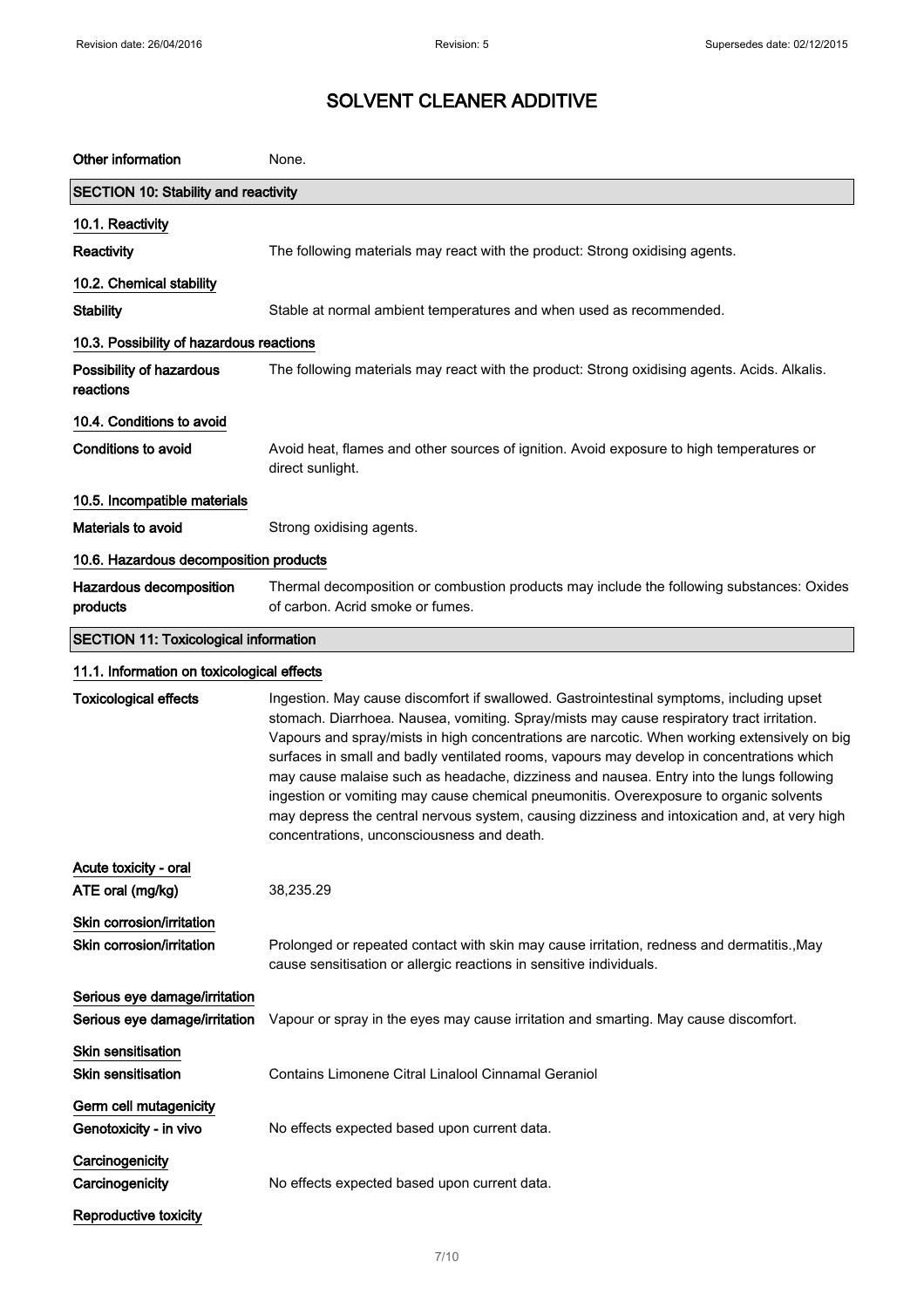# SOLVENT CLEANER ADDITIVE

| | |
|---|---|
| **Other information** | None. |

## SECTION 10: Stability and reactivity

### 10.1. Reactivity

| | |
|---|---|
| **Reactivity** | The following materials may react with the product: Strong oxidising agents. |

### 10.2. Chemical stability

| | |
|---|---|
| **Stability** | Stable at normal ambient temperatures and when used as recommended. |

### 10.3. Possibility of hazardous reactions

| | |
|---|---|
| **Possibility of hazardous reactions** | The following materials may react with the product: Strong oxidising agents. Acids. Alkalis. |

### 10.4. Conditions to avoid

| | |
|---|---|
| **Conditions to avoid** | Avoid heat, flames and other sources of ignition. Avoid exposure to high temperatures or direct sunlight. |

### 10.5. Incompatible materials

| | |
|---|---|
| **Materials to avoid** | Strong oxidising agents. |

### 10.6. Hazardous decomposition products

| | |
|---|---|
| **Hazardous decomposition products** | Thermal decomposition or combustion products may include the following substances: Oxides of carbon. Acrid smoke or fumes. |

## SECTION 11: Toxicological information

### 11.1. Information on toxicological effects

| | |
|---|---|
| **Toxicological effects** | Ingestion. May cause discomfort if swallowed. Gastrointestinal symptoms, including upset stomach. Diarrhoea. Nausea, vomiting. Spray/mists may cause respiratory tract irritation. Vapours and spray/mists in high concentrations are narcotic. When working extensively on big surfaces in small and badly ventilated rooms, vapours may develop in concentrations which may cause malaise such as headache, dizziness and nausea. Entry into the lungs following ingestion or vomiting may cause chemical pneumonitis. Overexposure to organic solvents may depress the central nervous system, causing dizziness and intoxication and, at very high concentrations, unconsciousness and death. |

**Acute toxicity - oral**

| | |
|---|---|
| **ATE oral (mg/kg)** | 38,235.29 |

**Skin corrosion/irritation**

| | |
|---|---|
| **Skin corrosion/irritation** | Prolonged or repeated contact with skin may cause irritation, redness and dermatitis.,May cause sensitisation or allergic reactions in sensitive individuals. |

**Serious eye damage/irritation**

| | |
|---|---|
| **Serious eye damage/irritation** | Vapour or spray in the eyes may cause irritation and smarting. May cause discomfort. |

**Skin sensitisation**

| | |
|---|---|
| **Skin sensitisation** | Contains Limonene Citral Linalool Cinnamal Geraniol |

**Germ cell mutagenicity**

| | |
|---|---|
| **Genotoxicity - in vivo** | No effects expected based upon current data. |

**Carcinogenicity**

| | |
|---|---|
| **Carcinogenicity** | No effects expected based upon current data. |

**Reproductive toxicity**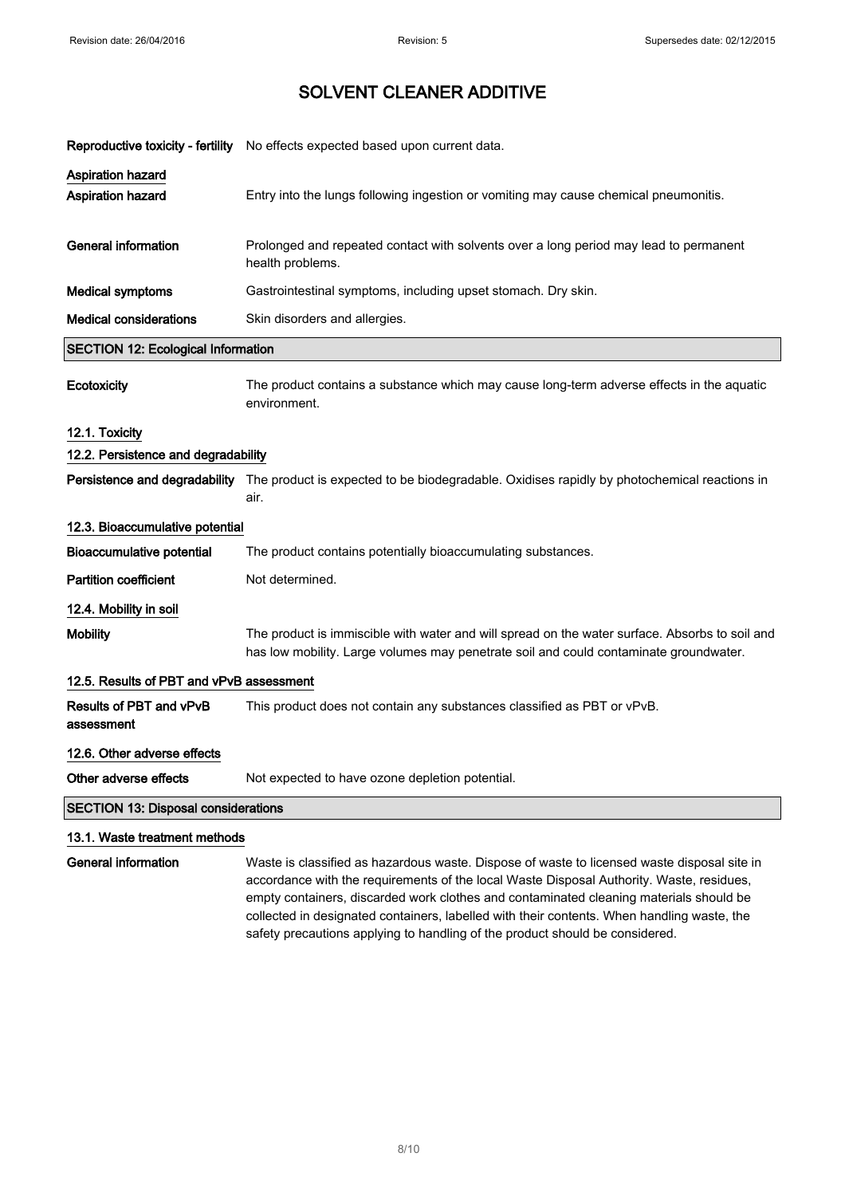# SOLVENT CLEANER ADDITIVE

**Reproductive toxicity - fertility** No effects expected based upon current data.

**Aspiration hazard**

**Aspiration hazard** Entry into the lungs following ingestion or vomiting may cause chemical pneumonitis.

**General information** Prolonged and repeated contact with solvents over a long period may lead to permanent health problems.

**Medical symptoms** Gastrointestinal symptoms, including upset stomach. Dry skin.

**Medical considerations** Skin disorders and allergies.

## SECTION 12: Ecological Information

**Ecotoxicity** The product contains a substance which may cause long-term adverse effects in the aquatic environment.

### 12.1. Toxicity

### 12.2. Persistence and degradability

**Persistence and degradability** The product is expected to be biodegradable. Oxidises rapidly by photochemical reactions in air.

### 12.3. Bioaccumulative potential

**Bioaccumulative potential** The product contains potentially bioaccumulating substances.

**Partition coefficient** Not determined.

### 12.4. Mobility in soil

**Mobility** The product is immiscible with water and will spread on the water surface. Absorbs to soil and has low mobility. Large volumes may penetrate soil and could contaminate groundwater.

### 12.5. Results of PBT and vPvB assessment

**Results of PBT and vPvB assessment** This product does not contain any substances classified as PBT or vPvB.

### 12.6. Other adverse effects

**Other adverse effects** Not expected to have ozone depletion potential.

## SECTION 13: Disposal considerations

### 13.1. Waste treatment methods

**General information** Waste is classified as hazardous waste. Dispose of waste to licensed waste disposal site in accordance with the requirements of the local Waste Disposal Authority. Waste, residues, empty containers, discarded work clothes and contaminated cleaning materials should be collected in designated containers, labelled with their contents. When handling waste, the safety precautions applying to handling of the product should be considered.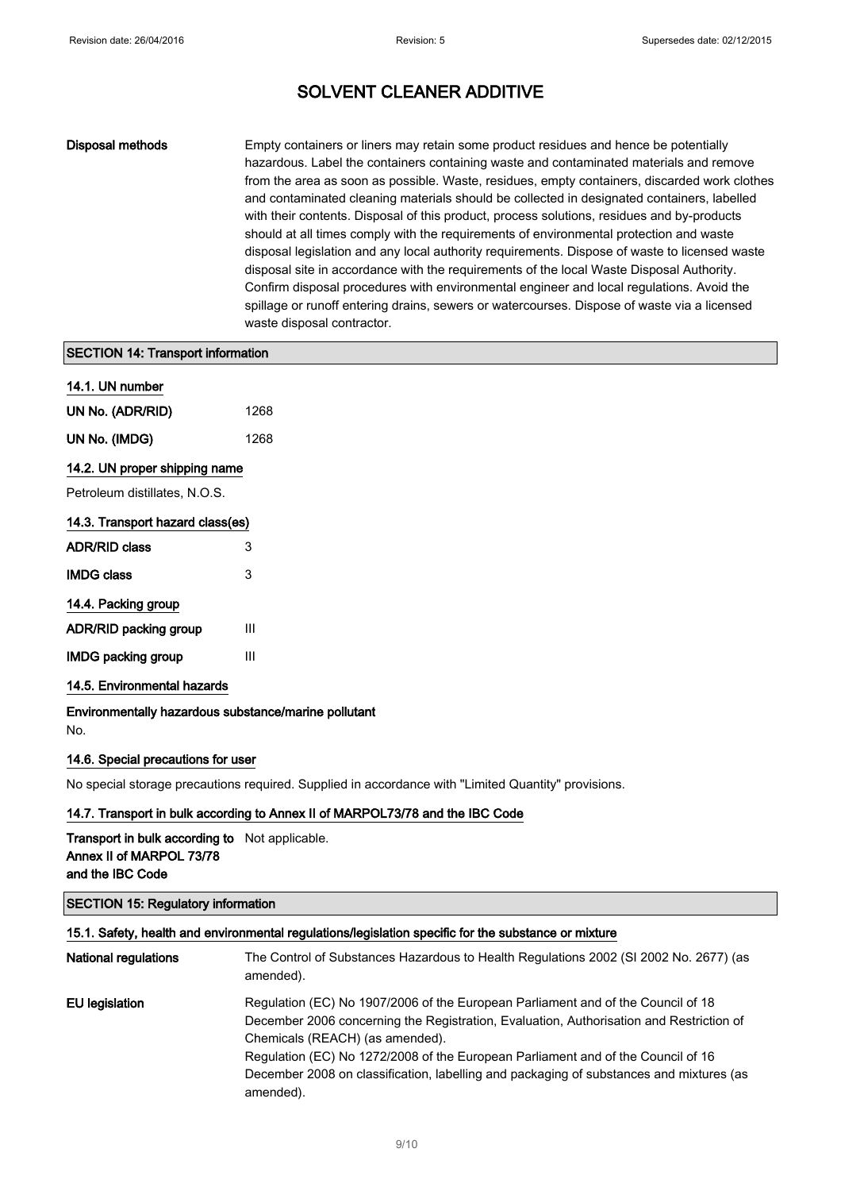# SOLVENT CLEANER ADDITIVE

**Disposal methods**

Empty containers or liners may retain some product residues and hence be potentially hazardous. Label the containers containing waste and contaminated materials and remove from the area as soon as possible. Waste, residues, empty containers, discarded work clothes and contaminated cleaning materials should be collected in designated containers, labelled with their contents. Disposal of this product, process solutions, residues and by-products should at all times comply with the requirements of environmental protection and waste disposal legislation and any local authority requirements. Dispose of waste to licensed waste disposal site in accordance with the requirements of the local Waste Disposal Authority. Confirm disposal procedures with environmental engineer and local regulations. Avoid the spillage or runoff entering drains, sewers or watercourses. Dispose of waste via a licensed waste disposal contractor.

## SECTION 14: Transport information

### 14.1. UN number

**UN No. (ADR/RID)** 1268

**UN No. (IMDG)** 1268

### 14.2. UN proper shipping name

Petroleum distillates, N.O.S.

### 14.3. Transport hazard class(es)

**ADR/RID class** 3

**IMDG class** 3

### 14.4. Packing group

**ADR/RID packing group** III

**IMDG packing group** III

### 14.5. Environmental hazards

**Environmentally hazardous substance/marine pollutant**

No.

### 14.6. Special precautions for user

No special storage precautions required. Supplied in accordance with "Limited Quantity" provisions.

### 14.7. Transport in bulk according to Annex II of MARPOL73/78 and the IBC Code

**Transport in bulk according to Annex II of MARPOL 73/78 and the IBC Code** Not applicable.

## SECTION 15: Regulatory information

### 15.1. Safety, health and environmental regulations/legislation specific for the substance or mixture

**National regulations**

The Control of Substances Hazardous to Health Regulations 2002 (SI 2002 No. 2677) (as amended).

**EU legislation**

Regulation (EC) No 1907/2006 of the European Parliament and of the Council of 18 December 2006 concerning the Registration, Evaluation, Authorisation and Restriction of Chemicals (REACH) (as amended).
Regulation (EC) No 1272/2008 of the European Parliament and of the Council of 16 December 2008 on classification, labelling and packaging of substances and mixtures (as amended).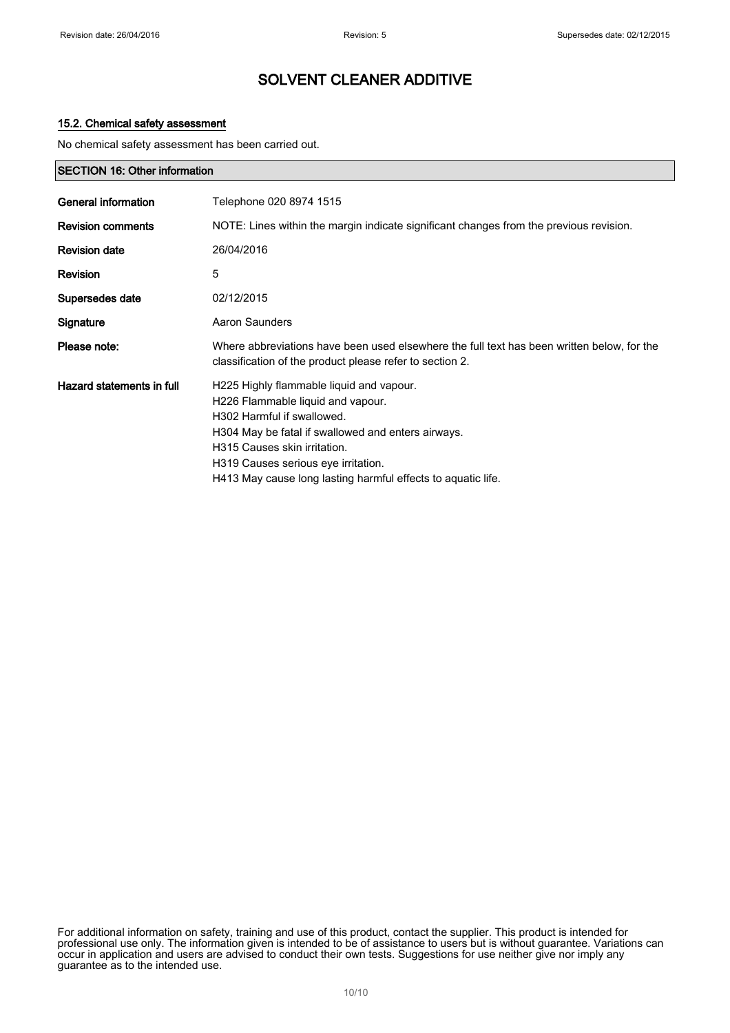#### 15.2. Chemical safety assessment

No chemical safety assessment has been carried out.

## SECTION 16: Other information

| | |
|---|---|
| **General information** | Telephone 020 8974 1515 |
| **Revision comments** | NOTE: Lines within the margin indicate significant changes from the previous revision. |
| **Revision date** | 26/04/2016 |
| **Revision** | 5 |
| **Supersedes date** | 02/12/2015 |
| **Signature** | Aaron Saunders |
| **Please note:** | Where abbreviations have been used elsewhere the full text has been written below, for the classification of the product please refer to section 2. |
| **Hazard statements in full** | H225 Highly flammable liquid and vapour.<br>H226 Flammable liquid and vapour.<br>H302 Harmful if swallowed.<br>H304 May be fatal if swallowed and enters airways.<br>H315 Causes skin irritation.<br>H319 Causes serious eye irritation.<br>H413 May cause long lasting harmful effects to aquatic life. |

For additional information on safety, training and use of this product, contact the supplier. This product is intended for professional use only. The information given is intended to be of assistance to users but is without guarantee. Variations can occur in application and users are advised to conduct their own tests. Suggestions for use neither give nor imply any guarantee as to the intended use.